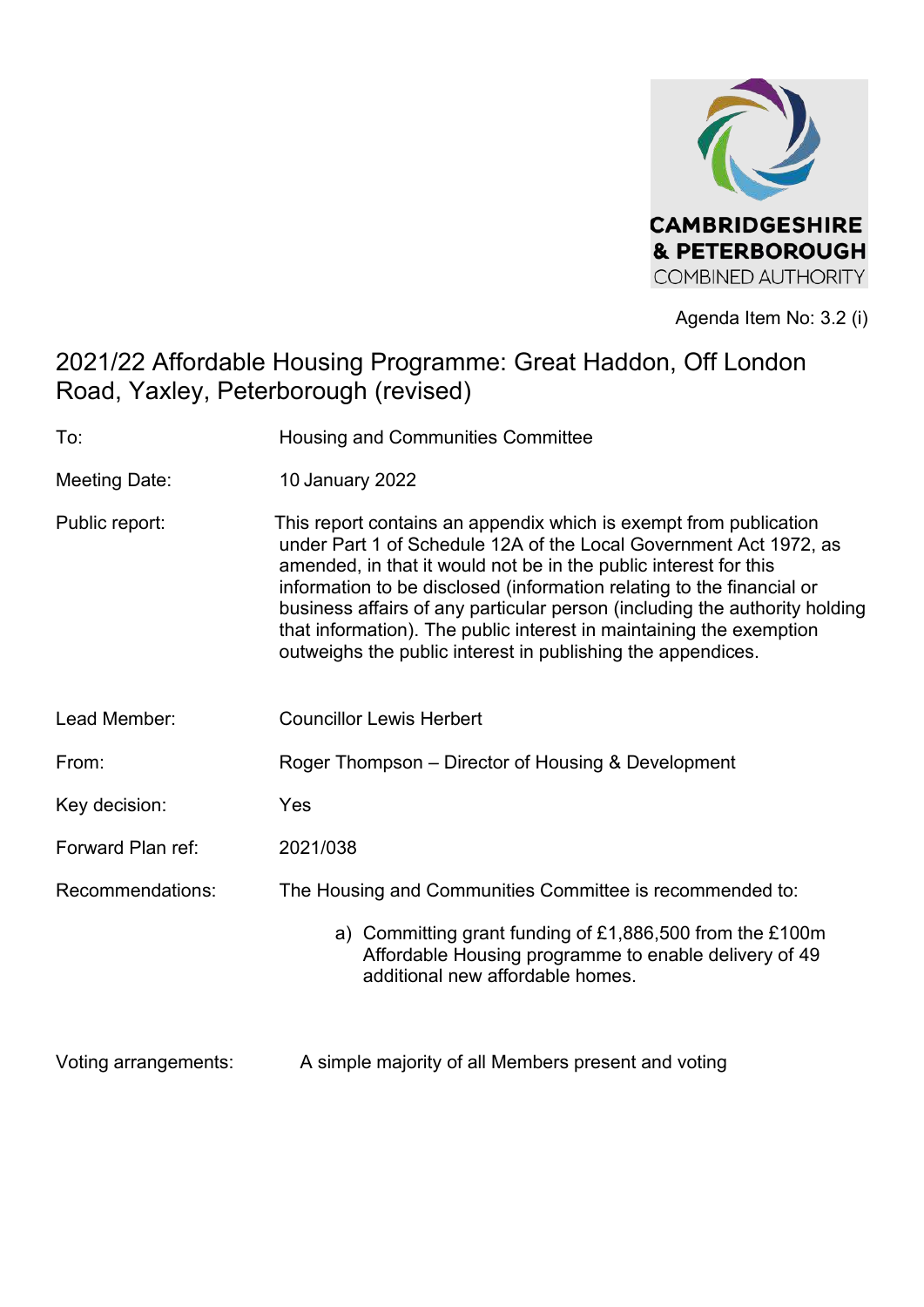CAMBRIDGESHIRE & PETERBOROUGH COMBINED AUTHORITY

Agenda Item No: 3.2 (i)

# 2021/22 Affordable Housing Programme: Great Haddon, Off London Road, Yaxley, Peterborough (revised)

| | |
|---|---|
| To: | Housing and Communities Committee |
| Meeting Date: | 10 January 2022 |
| Public report: | This report contains an appendix which is exempt from publication under Part 1 of Schedule 12A of the Local Government Act 1972, as amended, in that it would not be in the public interest for this information to be disclosed (information relating to the financial or business affairs of any particular person (including the authority holding that information). The public interest in maintaining the exemption outweighs the public interest in publishing the appendices. |
| Lead Member: | Councillor Lewis Herbert |
| From: | Roger Thompson – Director of Housing & Development |
| Key decision: | Yes |
| Forward Plan ref: | 2021/038 |
| Recommendations: | The Housing and Communities Committee is recommended to: |
| | a) Committing grant funding of £1,886,500 from the £100m Affordable Housing programme to enable delivery of 49 additional new affordable homes. |
| Voting arrangements: | A simple majority of all Members present and voting |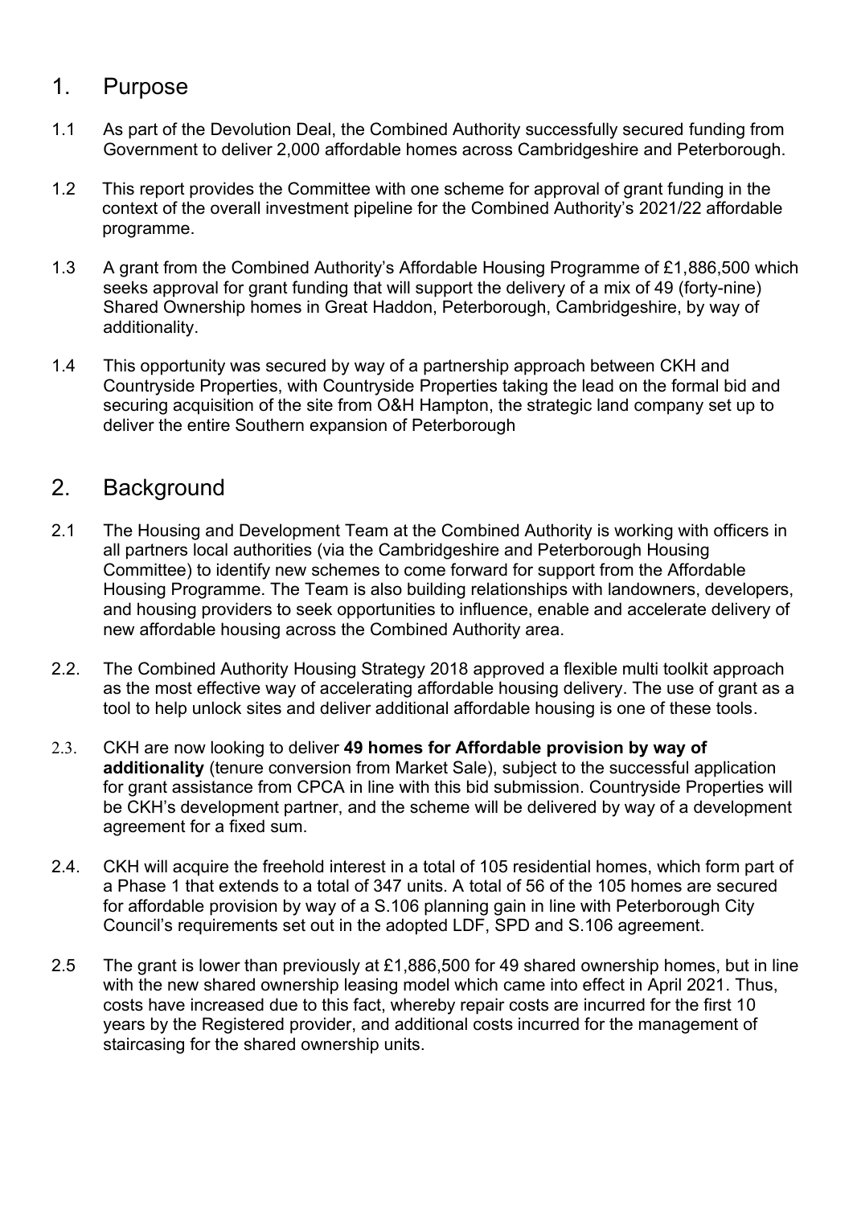## 1. Purpose

1.1 As part of the Devolution Deal, the Combined Authority successfully secured funding from Government to deliver 2,000 affordable homes across Cambridgeshire and Peterborough.

1.2 This report provides the Committee with one scheme for approval of grant funding in the context of the overall investment pipeline for the Combined Authority's 2021/22 affordable programme.

1.3 A grant from the Combined Authority's Affordable Housing Programme of £1,886,500 which seeks approval for grant funding that will support the delivery of a mix of 49 (forty-nine) Shared Ownership homes in Great Haddon, Peterborough, Cambridgeshire, by way of additionality.

1.4 This opportunity was secured by way of a partnership approach between CKH and Countryside Properties, with Countryside Properties taking the lead on the formal bid and securing acquisition of the site from O&H Hampton, the strategic land company set up to deliver the entire Southern expansion of Peterborough

## 2. Background

2.1 The Housing and Development Team at the Combined Authority is working with officers in all partners local authorities (via the Cambridgeshire and Peterborough Housing Committee) to identify new schemes to come forward for support from the Affordable Housing Programme. The Team is also building relationships with landowners, developers, and housing providers to seek opportunities to influence, enable and accelerate delivery of new affordable housing across the Combined Authority area.

2.2. The Combined Authority Housing Strategy 2018 approved a flexible multi toolkit approach as the most effective way of accelerating affordable housing delivery. The use of grant as a tool to help unlock sites and deliver additional affordable housing is one of these tools.

2.3. CKH are now looking to deliver **49 homes for Affordable provision by way of additionality** (tenure conversion from Market Sale), subject to the successful application for grant assistance from CPCA in line with this bid submission. Countryside Properties will be CKH's development partner, and the scheme will be delivered by way of a development agreement for a fixed sum.

2.4. CKH will acquire the freehold interest in a total of 105 residential homes, which form part of a Phase 1 that extends to a total of 347 units. A total of 56 of the 105 homes are secured for affordable provision by way of a S.106 planning gain in line with Peterborough City Council's requirements set out in the adopted LDF, SPD and S.106 agreement.

2.5 The grant is lower than previously at £1,886,500 for 49 shared ownership homes, but in line with the new shared ownership leasing model which came into effect in April 2021. Thus, costs have increased due to this fact, whereby repair costs are incurred for the first 10 years by the Registered provider, and additional costs incurred for the management of staircasing for the shared ownership units.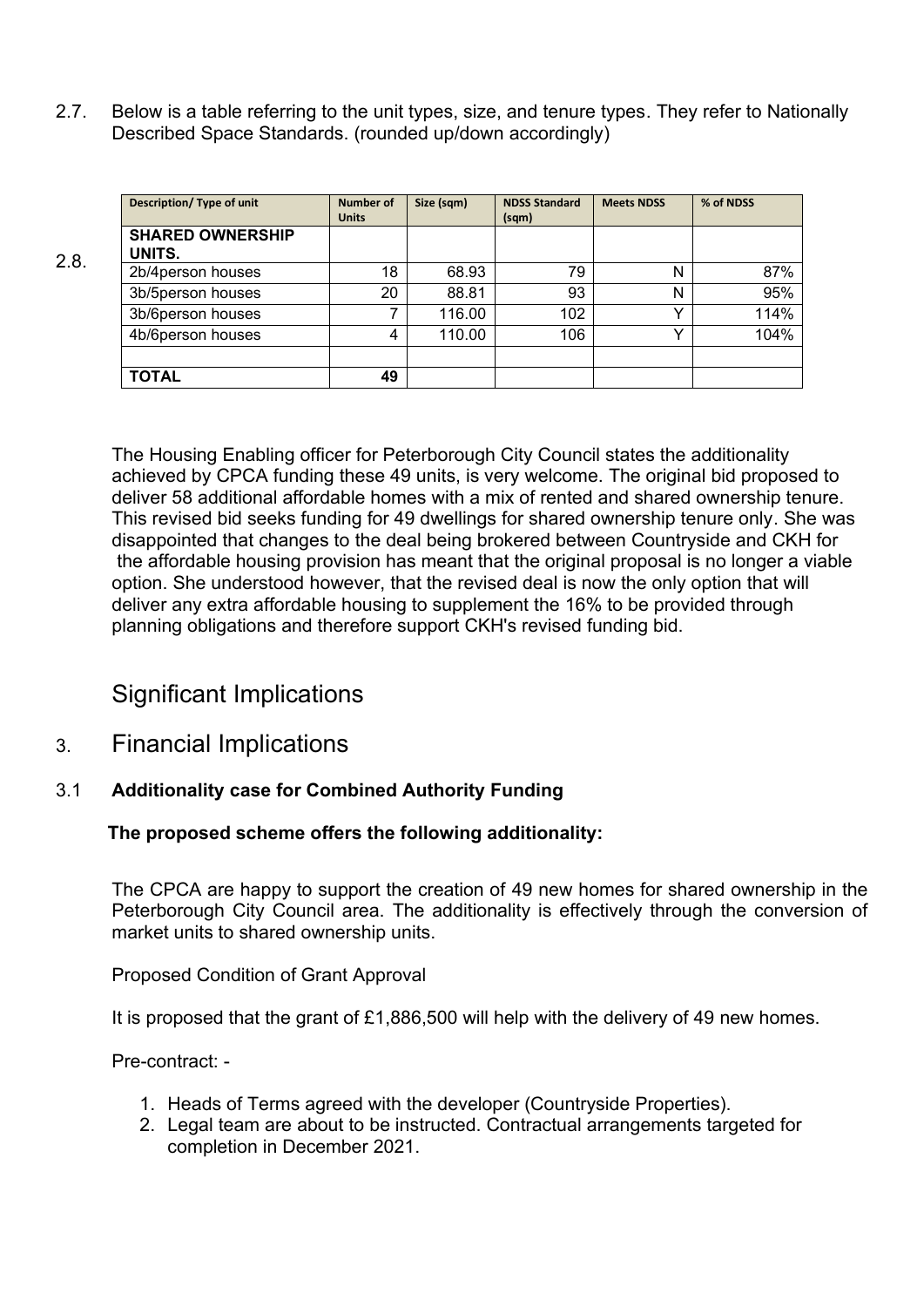2.7. Below is a table referring to the unit types, size, and tenure types. They refer to Nationally Described Space Standards. (rounded up/down accordingly)

2.8.

| Description/ Type of unit | Number of Units | Size (sqm) | NDSS Standard (sqm) | Meets NDSS | % of NDSS |
|---|---|---|---|---|---|
| **SHARED OWNERSHIP UNITS.** | | | | | |
| 2b/4person houses | 18 | 68.93 | 79 | N | 87% |
| 3b/5person houses | 20 | 88.81 | 93 | N | 95% |
| 3b/6person houses | 7 | 116.00 | 102 | Y | 114% |
| 4b/6person houses | 4 | 110.00 | 106 | Y | 104% |
| | | | | | |
| **TOTAL** | **49** | | | | |

The Housing Enabling officer for Peterborough City Council states the additionality achieved by CPCA funding these 49 units, is very welcome. The original bid proposed to deliver 58 additional affordable homes with a mix of rented and shared ownership tenure. This revised bid seeks funding for 49 dwellings for shared ownership tenure only. She was disappointed that changes to the deal being brokered between Countryside and CKH for the affordable housing provision has meant that the original proposal is no longer a viable option. She understood however, that the revised deal is now the only option that will deliver any extra affordable housing to supplement the 16% to be provided through planning obligations and therefore support CKH's revised funding bid.

## Significant Implications

## 3. Financial Implications

### 3.1 Additionality case for Combined Authority Funding

**The proposed scheme offers the following additionality:**

The CPCA are happy to support the creation of 49 new homes for shared ownership in the Peterborough City Council area. The additionality is effectively through the conversion of market units to shared ownership units.

Proposed Condition of Grant Approval

It is proposed that the grant of £1,886,500 will help with the delivery of 49 new homes.

Pre-contract: -

1. Heads of Terms agreed with the developer (Countryside Properties).
2. Legal team are about to be instructed. Contractual arrangements targeted for completion in December 2021.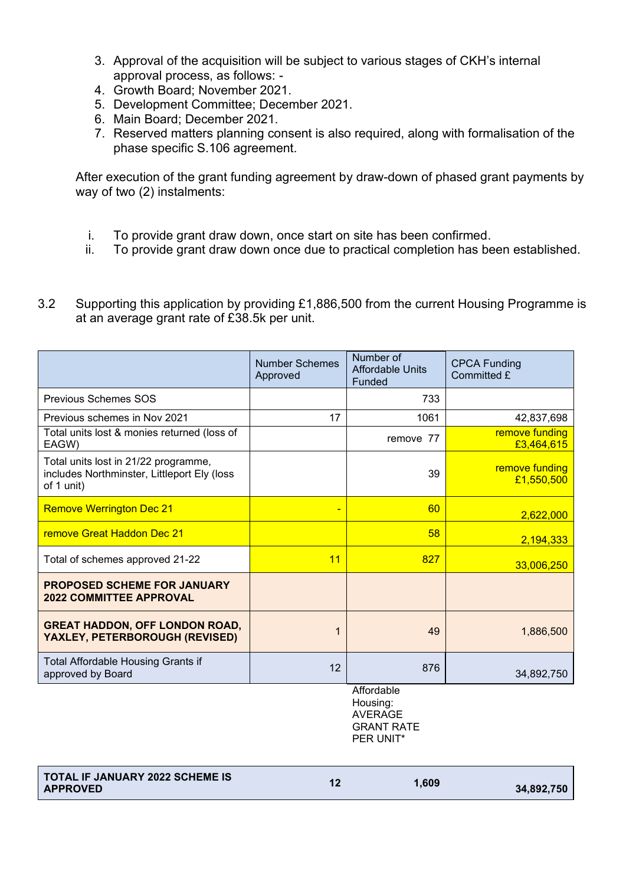3. Approval of the acquisition will be subject to various stages of CKH's internal approval process, as follows: -
4. Growth Board; November 2021.
5. Development Committee; December 2021.
6. Main Board; December 2021.
7. Reserved matters planning consent is also required, along with formalisation of the phase specific S.106 agreement.

After execution of the grant funding agreement by draw-down of phased grant payments by way of two (2) instalments:

i. To provide grant draw down, once start on site has been confirmed.
ii. To provide grant draw down once due to practical completion has been established.

3.2 Supporting this application by providing £1,886,500 from the current Housing Programme is at an average grant rate of £38.5k per unit.

| | Number Schemes Approved | Number of Affordable Units Funded | CPCA Funding Committed £ |
|---|---|---|---|
| Previous Schemes SOS | | 733 | |
| Previous schemes in Nov 2021 | 17 | 1061 | 42,837,698 |
| Total units lost & monies returned (loss of EAGW) | | remove 77 | remove funding £3,464,615 |
| Total units lost in 21/22 programme, includes Northminster, Littleport Ely (loss of 1 unit) | | 39 | remove funding £1,550,500 |
| Remove Werrington Dec 21 | - | 60 | 2,622,000 |
| remove Great Haddon Dec 21 | | 58 | 2,194,333 |
| Total of schemes approved 21-22 | 11 | 827 | 33,006,250 |
| **PROPOSED SCHEME FOR JANUARY 2022 COMMITTEE APPROVAL** | | | |
| **GREAT HADDON, OFF LONDON ROAD, YAXLEY, PETERBOROUGH (REVISED)** | 1 | 49 | 1,886,500 |
| Total Affordable Housing Grants if approved by Board | 12 | 876 | 34,892,750 |
| | | Affordable Housing: AVERAGE GRANT RATE PER UNIT* | |
| **TOTAL IF JANUARY 2022 SCHEME IS APPROVED** | **12** | **1,609** | **34,892,750** |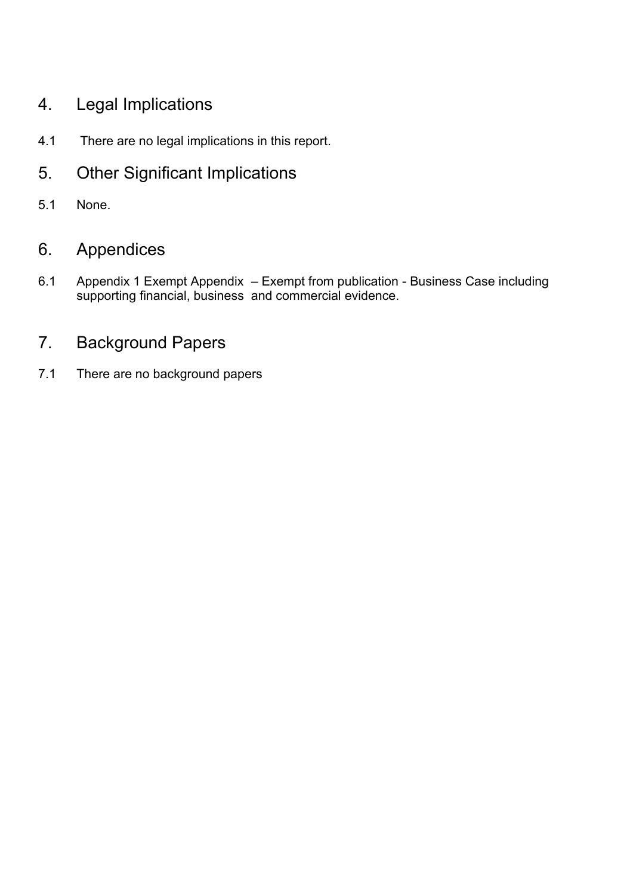## 4. Legal Implications

4.1 There are no legal implications in this report.

## 5. Other Significant Implications

5.1 None.

## 6. Appendices

6.1 Appendix 1 Exempt Appendix – Exempt from publication - Business Case including supporting financial, business and commercial evidence.

## 7. Background Papers

7.1 There are no background papers